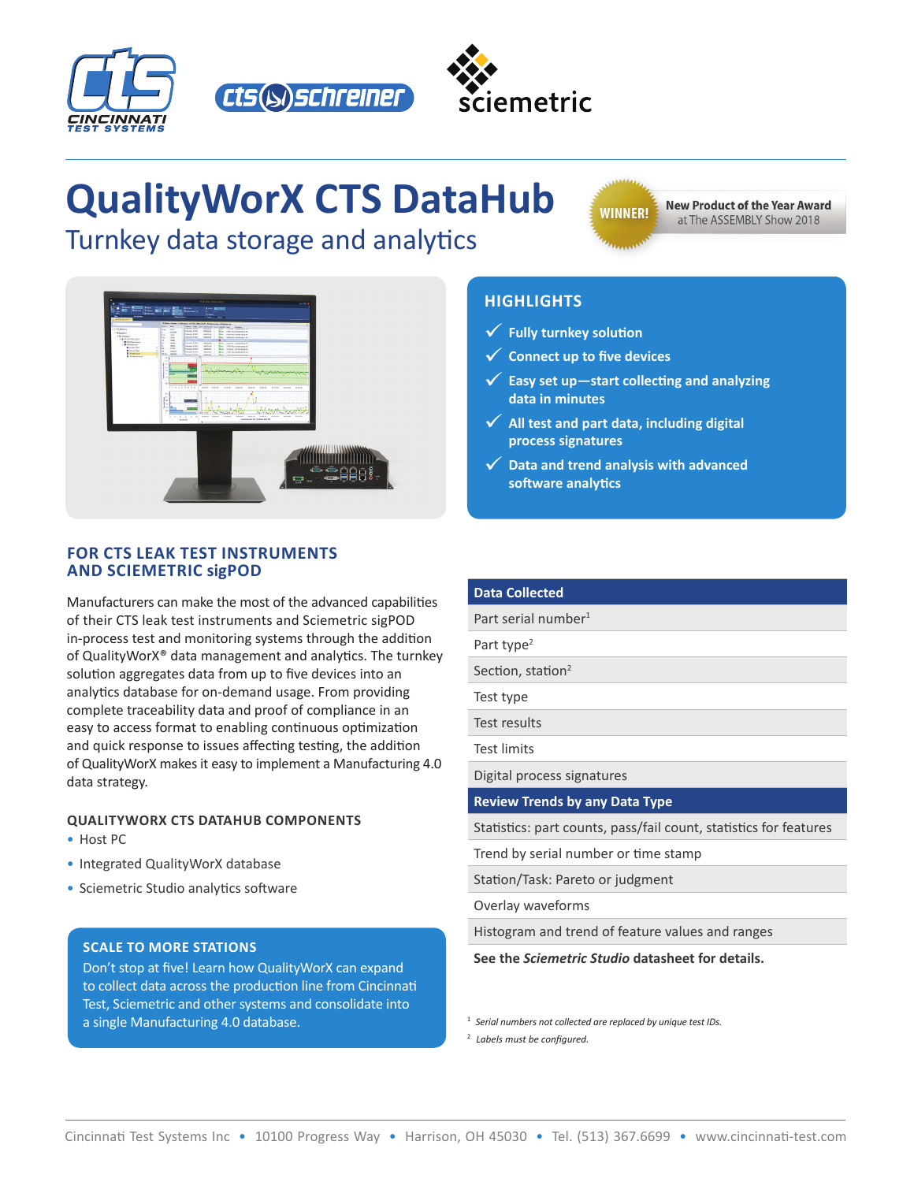# QualityWorX CTS DataHub

## Turnkey data storage and analytics

**WINNER!** New Product of the Year Award at The ASSEMBLY Show 2018

### HIGHLIGHTS

- ✓ Fully turnkey solution
- ✓ Connect up to five devices
- ✓ Easy set up—start collecting and analyzing data in minutes
- ✓ All test and part data, including digital process signatures
- ✓ Data and trend analysis with advanced software analytics

### FOR CTS LEAK TEST INSTRUMENTS AND SCIEMETRIC sigPOD

Manufacturers can make the most of the advanced capabilities of their CTS leak test instruments and Sciemetric sigPOD in-process test and monitoring systems through the addition of QualityWorX® data management and analytics. The turnkey solution aggregates data from up to five devices into an analytics database for on-demand usage. From providing complete traceability data and proof of compliance in an easy to access format to enabling continuous optimization and quick response to issues affecting testing, the addition of QualityWorX makes it easy to implement a Manufacturing 4.0 data strategy.

### QUALITYWORX CTS DATAHUB COMPONENTS

- Host PC
- Integrated QualityWorX database
- Sciemetric Studio analytics software

### SCALE TO MORE STATIONS

Don't stop at five! Learn how QualityWorX can expand to collect data across the production line from Cincinnati Test, Sciemetric and other systems and consolidate into a single Manufacturing 4.0 database.

| Data Collected |
|---|
| Part serial number[1] |
| Part type[2] |
| Section, station[2] |
| Test type |
| Test results |
| Test limits |
| Digital process signatures |
| **Review Trends by any Data Type** |
| Statistics: part counts, pass/fail count, statistics for features |
| Trend by serial number or time stamp |
| Station/Task: Pareto or judgment |
| Overlay waveforms |
| Histogram and trend of feature values and ranges |

**See the *Sciemetric Studio* datasheet for details.**

[1] *Serial numbers not collected are replaced by unique test IDs.*

[2] *Labels must be configured.*

Cincinnati Test Systems Inc • 10100 Progress Way • Harrison, OH 45030 • Tel. (513) 367.6699 • www.cincinnati-test.com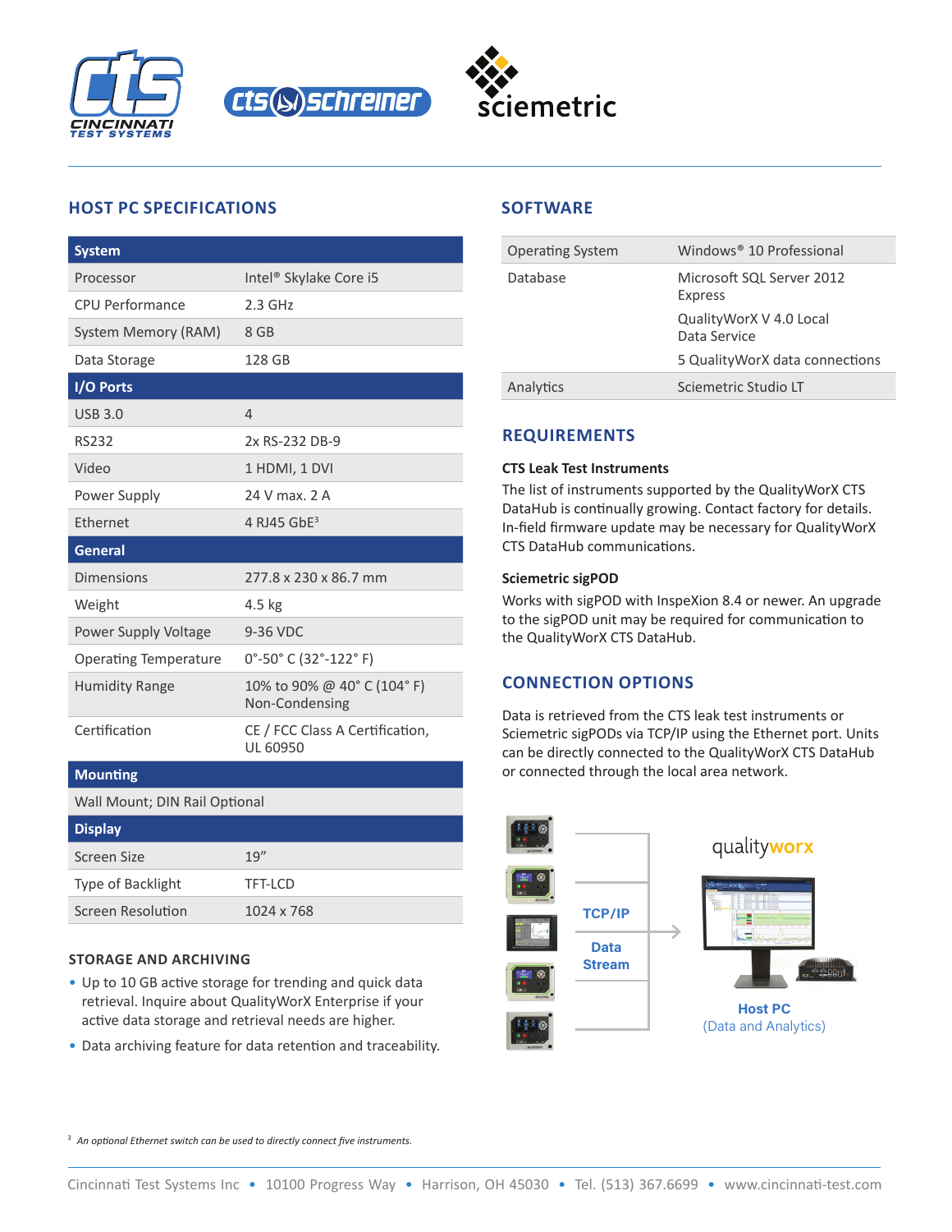## HOST PC SPECIFICATIONS

| | |
|---|---|
| **System** | |
| Processor | Intel® Skylake Core i5 |
| CPU Performance | 2.3 GHz |
| System Memory (RAM) | 8 GB |
| Data Storage | 128 GB |
| **I/O Ports** | |
| USB 3.0 | 4 |
| RS232 | 2x RS-232 DB-9 |
| Video | 1 HDMI, 1 DVI |
| Power Supply | 24 V max. 2 A |
| Ethernet | 4 RJ45 GbE[3] |
| **General** | |
| Dimensions | 277.8 x 230 x 86.7 mm |
| Weight | 4.5 kg |
| Power Supply Voltage | 9-36 VDC |
| Operating Temperature | 0°-50° C (32°-122° F) |
| Humidity Range | 10% to 90% @ 40° C (104° F) Non-Condensing |
| Certification | CE / FCC Class A Certification, UL 60950 |
| **Mounting** | |
| Wall Mount; DIN Rail Optional | |
| **Display** | |
| Screen Size | 19" |
| Type of Backlight | TFT-LCD |
| Screen Resolution | 1024 x 768 |

### STORAGE AND ARCHIVING

- Up to 10 GB active storage for trending and quick data retrieval. Inquire about QualityWorX Enterprise if your active data storage and retrieval needs are higher.
- Data archiving feature for data retention and traceability.

## SOFTWARE

| | |
|---|---|
| Operating System | Windows® 10 Professional |
| Database | Microsoft SQL Server 2012 Express<br>QualityWorX V 4.0 Local Data Service<br>5 QualityWorX data connections |
| Analytics | Sciemetric Studio LT |

## REQUIREMENTS

**CTS Leak Test Instruments**

The list of instruments supported by the QualityWorX CTS DataHub is continually growing. Contact factory for details. In-field firmware update may be necessary for QualityWorX CTS DataHub communications.

**Sciemetric sigPOD**

Works with sigPOD with InspeXion 8.4 or newer. An upgrade to the sigPOD unit may be required for communication to the QualityWorX CTS DataHub.

## CONNECTION OPTIONS

Data is retrieved from the CTS leak test instruments or Sciemetric sigPODs via TCP/IP using the Ethernet port. Units can be directly connected to the QualityWorX CTS DataHub or connected through the local area network.

TCP/IP

Data Stream

qualityworx

Host PC
(Data and Analytics)

[3] *An optional Ethernet switch can be used to directly connect five instruments.*